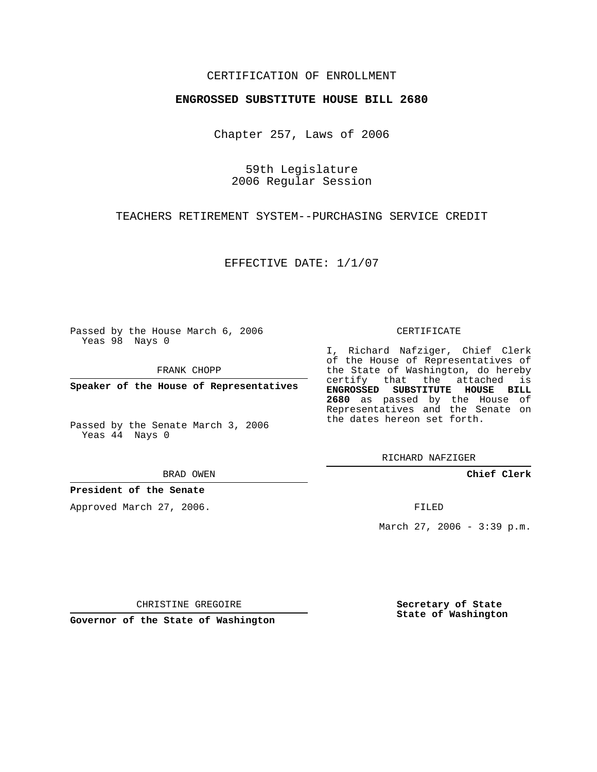CERTIFICATION OF ENROLLMENT

**ENGROSSED SUBSTITUTE HOUSE BILL 2680**

Chapter 257, Laws of 2006

59th Legislature
2006 Regular Session

TEACHERS RETIREMENT SYSTEM--PURCHASING SERVICE CREDIT

EFFECTIVE DATE: 1/1/07

Passed by the House March 6, 2006
Yeas 98 Nays 0

FRANK CHOPP

**Speaker of the House of Representatives**

Passed by the Senate March 3, 2006
Yeas 44 Nays 0

BRAD OWEN

**President of the Senate**

Approved March 27, 2006.

CHRISTINE GREGOIRE

**Governor of the State of Washington**

CERTIFICATE

I, Richard Nafziger, Chief Clerk of the House of Representatives of the State of Washington, do hereby certify that the attached is **ENGROSSED SUBSTITUTE HOUSE BILL 2680** as passed by the House of Representatives and the Senate on the dates hereon set forth.

RICHARD NAFZIGER

**Chief Clerk**

FILED

March 27, 2006 - 3:39 p.m.

**Secretary of State**
**State of Washington**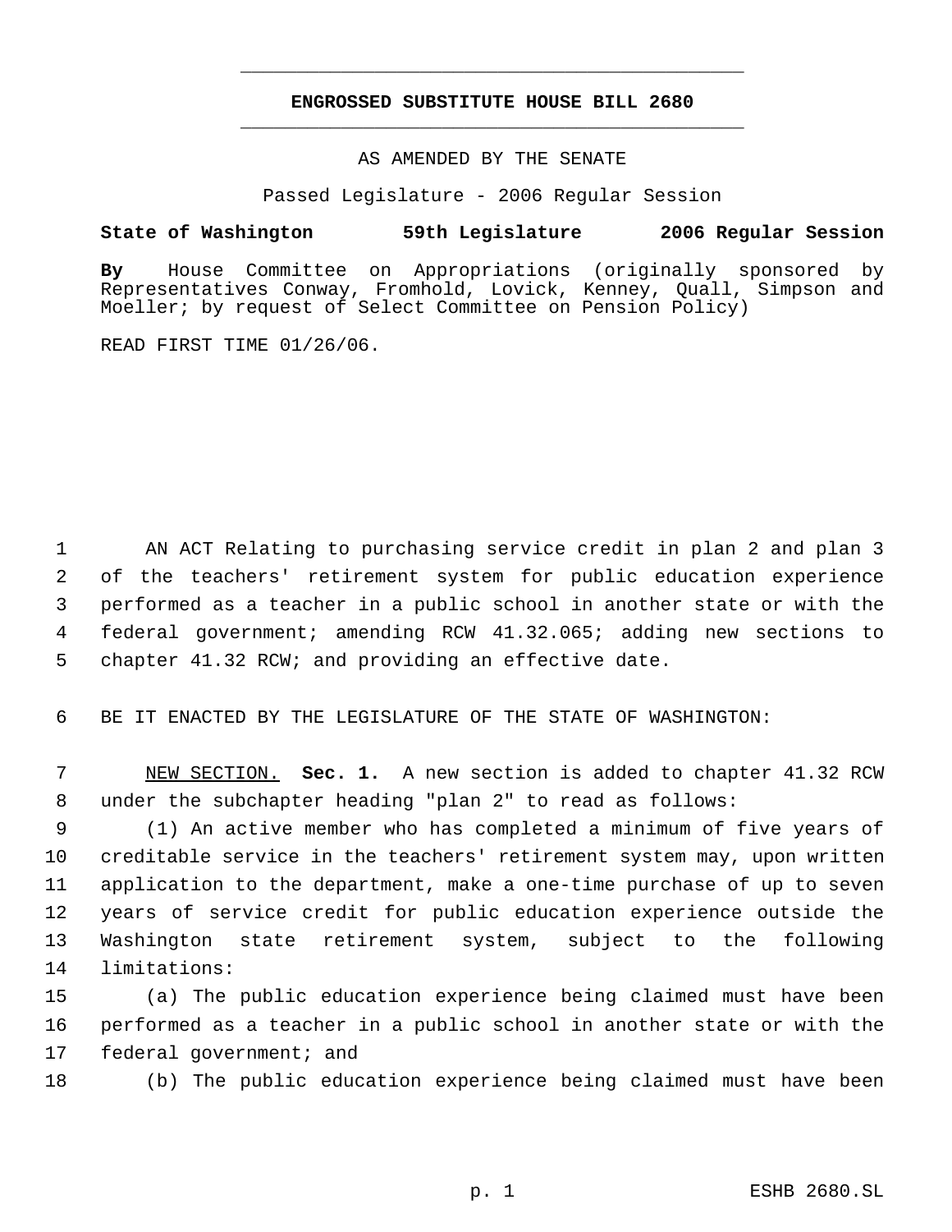# ENGROSSED SUBSTITUTE HOUSE BILL 2680

AS AMENDED BY THE SENATE

Passed Legislature - 2006 Regular Session

**State of Washington 59th Legislature 2006 Regular Session**

**By** House Committee on Appropriations (originally sponsored by Representatives Conway, Fromhold, Lovick, Kenney, Quall, Simpson and Moeller; by request of Select Committee on Pension Policy)

READ FIRST TIME 01/26/06.

1 AN ACT Relating to purchasing service credit in plan 2 and plan 3
2 of the teachers' retirement system for public education experience
3 performed as a teacher in a public school in another state or with the
4 federal government; amending RCW 41.32.065; adding new sections to
5 chapter 41.32 RCW; and providing an effective date.

6 BE IT ENACTED BY THE LEGISLATURE OF THE STATE OF WASHINGTON:

7 NEW SECTION. **Sec. 1.** A new section is added to chapter 41.32 RCW
8 under the subchapter heading "plan 2" to read as follows:

9 (1) An active member who has completed a minimum of five years of
10 creditable service in the teachers' retirement system may, upon written
11 application to the department, make a one-time purchase of up to seven
12 years of service credit for public education experience outside the
13 Washington state retirement system, subject to the following
14 limitations:

15 (a) The public education experience being claimed must have been
16 performed as a teacher in a public school in another state or with the
17 federal government; and

18 (b) The public education experience being claimed must have been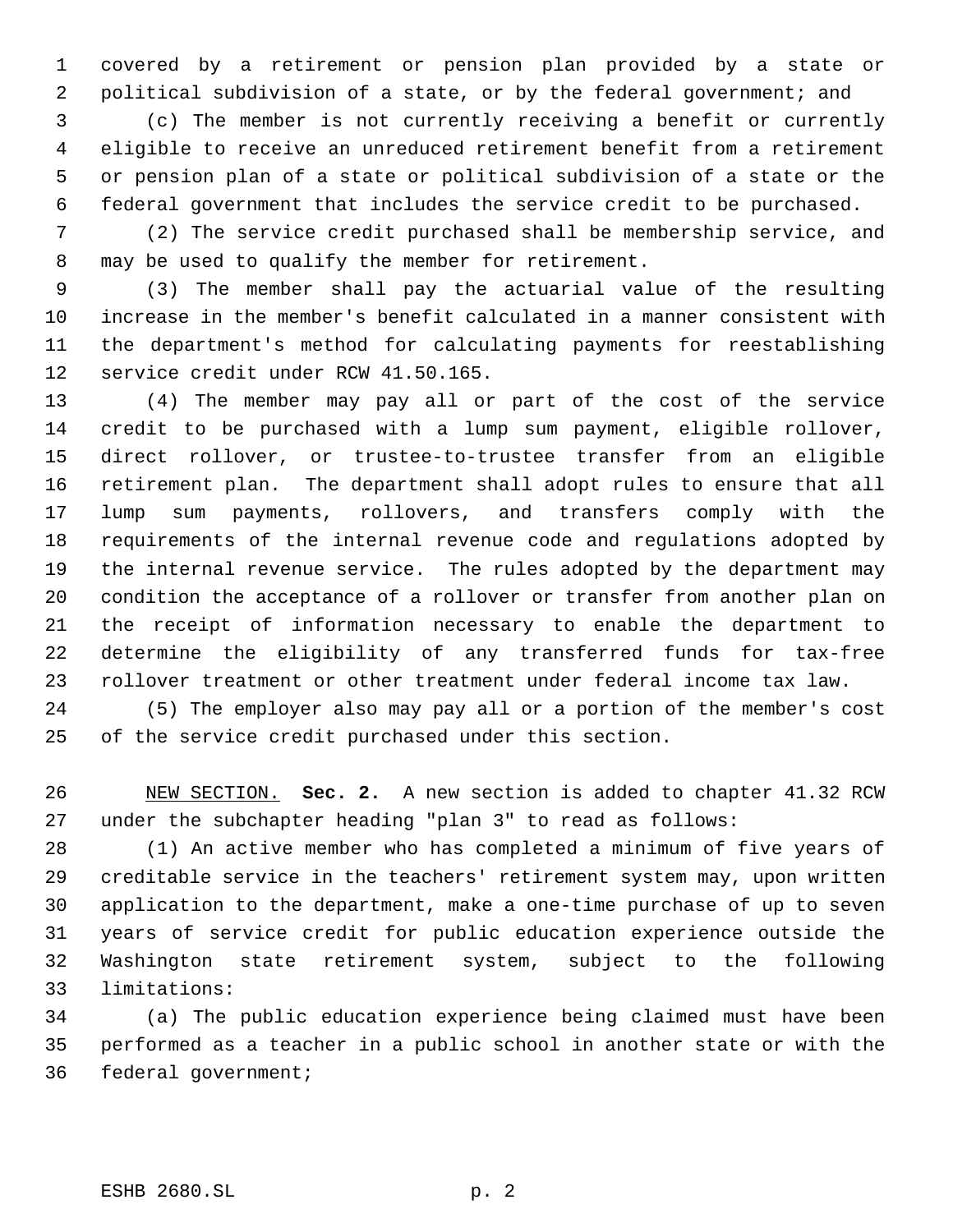covered by a retirement or pension plan provided by a state or political subdivision of a state, or by the federal government; and

(c) The member is not currently receiving a benefit or currently eligible to receive an unreduced retirement benefit from a retirement or pension plan of a state or political subdivision of a state or the federal government that includes the service credit to be purchased.

(2) The service credit purchased shall be membership service, and may be used to qualify the member for retirement.

(3) The member shall pay the actuarial value of the resulting increase in the member's benefit calculated in a manner consistent with the department's method for calculating payments for reestablishing service credit under RCW 41.50.165.

(4) The member may pay all or part of the cost of the service credit to be purchased with a lump sum payment, eligible rollover, direct rollover, or trustee-to-trustee transfer from an eligible retirement plan. The department shall adopt rules to ensure that all lump sum payments, rollovers, and transfers comply with the requirements of the internal revenue code and regulations adopted by the internal revenue service. The rules adopted by the department may condition the acceptance of a rollover or transfer from another plan on the receipt of information necessary to enable the department to determine the eligibility of any transferred funds for tax-free rollover treatment or other treatment under federal income tax law.

(5) The employer also may pay all or a portion of the member's cost of the service credit purchased under this section.

NEW SECTION. **Sec. 2.** A new section is added to chapter 41.32 RCW under the subchapter heading "plan 3" to read as follows:

(1) An active member who has completed a minimum of five years of creditable service in the teachers' retirement system may, upon written application to the department, make a one-time purchase of up to seven years of service credit for public education experience outside the Washington state retirement system, subject to the following limitations:

(a) The public education experience being claimed must have been performed as a teacher in a public school in another state or with the federal government;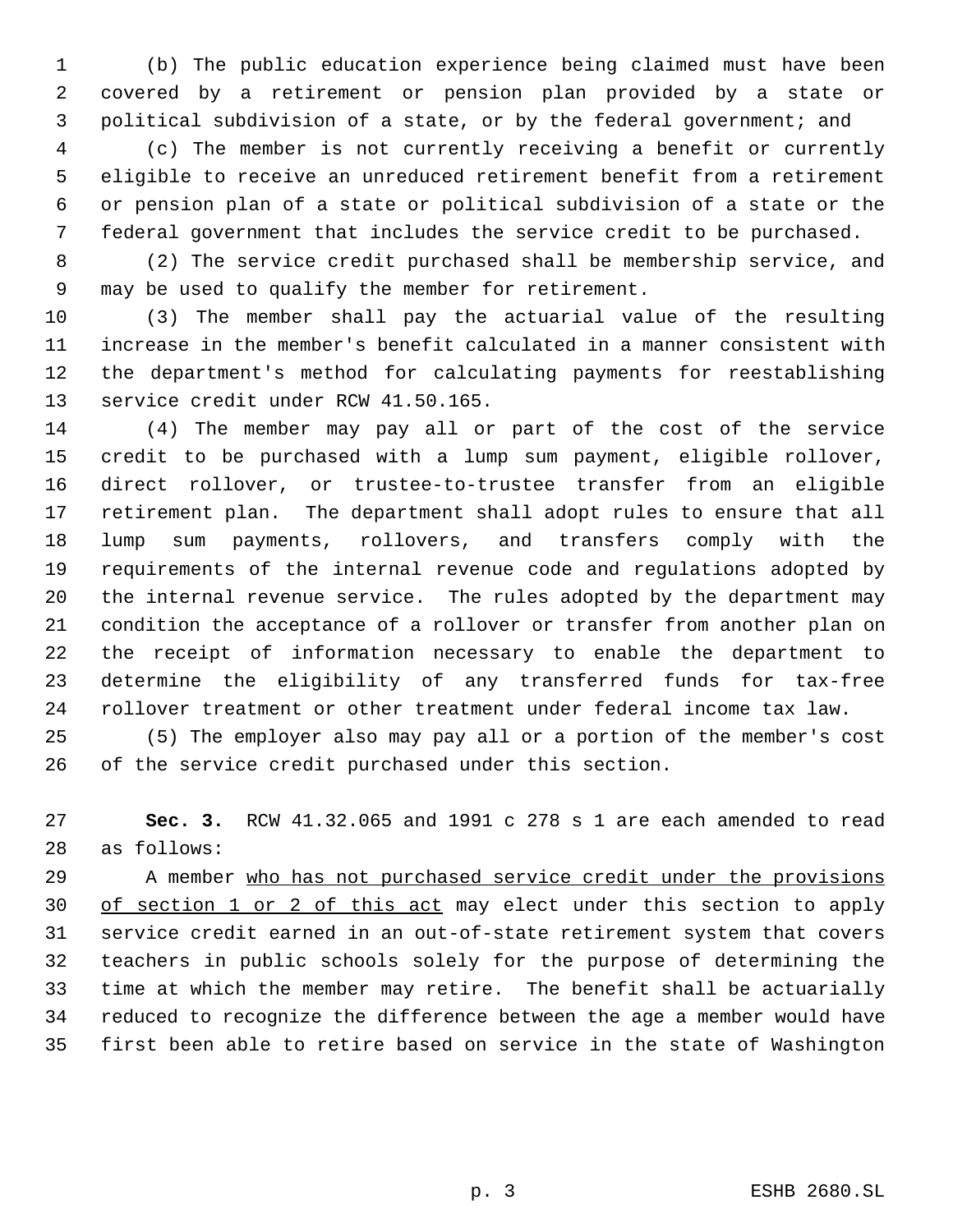(b) The public education experience being claimed must have been covered by a retirement or pension plan provided by a state or political subdivision of a state, or by the federal government; and

(c) The member is not currently receiving a benefit or currently eligible to receive an unreduced retirement benefit from a retirement or pension plan of a state or political subdivision of a state or the federal government that includes the service credit to be purchased.

(2) The service credit purchased shall be membership service, and may be used to qualify the member for retirement.

(3) The member shall pay the actuarial value of the resulting increase in the member's benefit calculated in a manner consistent with the department's method for calculating payments for reestablishing service credit under RCW 41.50.165.

(4) The member may pay all or part of the cost of the service credit to be purchased with a lump sum payment, eligible rollover, direct rollover, or trustee-to-trustee transfer from an eligible retirement plan. The department shall adopt rules to ensure that all lump sum payments, rollovers, and transfers comply with the requirements of the internal revenue code and regulations adopted by the internal revenue service. The rules adopted by the department may condition the acceptance of a rollover or transfer from another plan on the receipt of information necessary to enable the department to determine the eligibility of any transferred funds for tax-free rollover treatment or other treatment under federal income tax law.

(5) The employer also may pay all or a portion of the member's cost of the service credit purchased under this section.

**Sec. 3.** RCW 41.32.065 and 1991 c 278 s 1 are each amended to read as follows:

A member <u>who has not purchased service credit under the provisions of section 1 or 2 of this act</u> may elect under this section to apply service credit earned in an out-of-state retirement system that covers teachers in public schools solely for the purpose of determining the time at which the member may retire. The benefit shall be actuarially reduced to recognize the difference between the age a member would have first been able to retire based on service in the state of Washington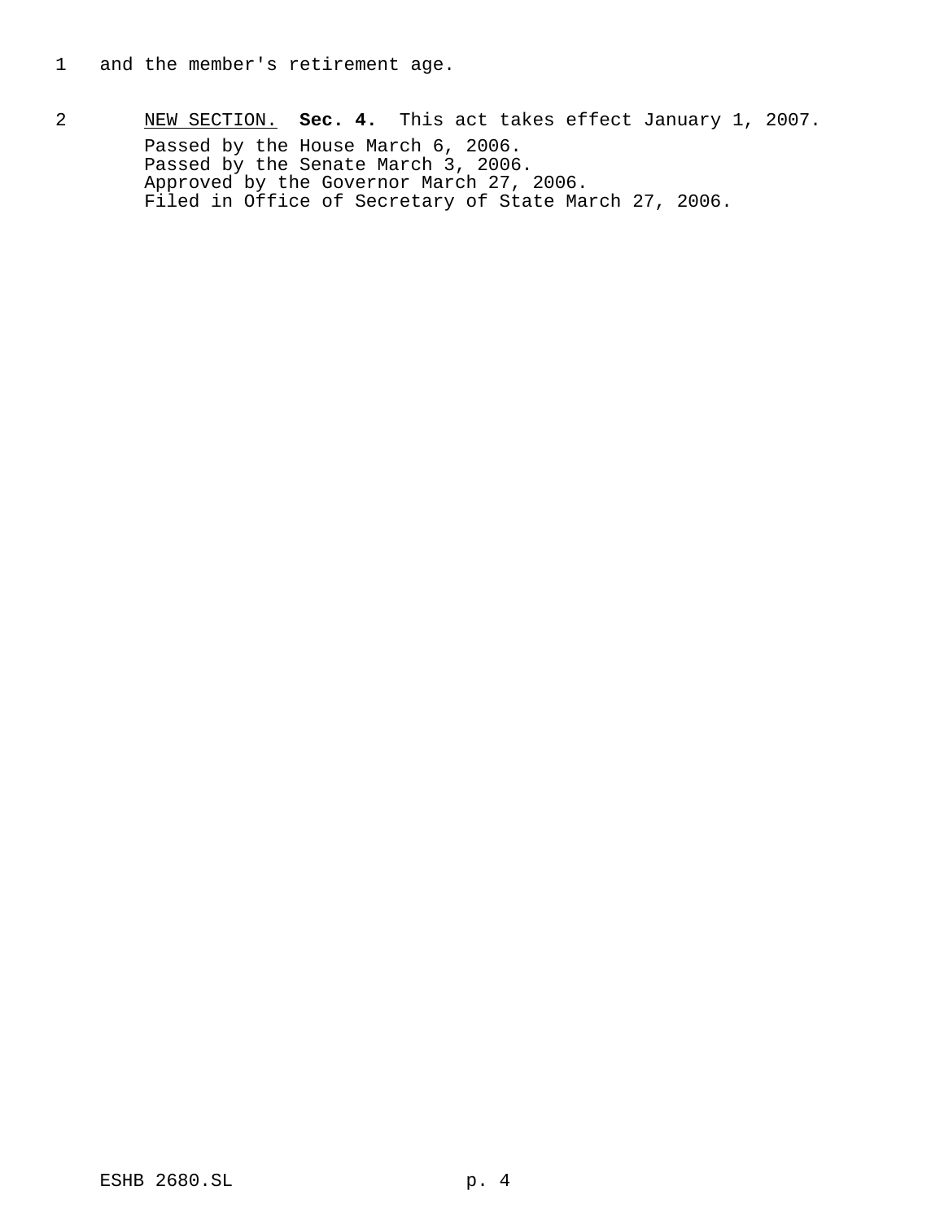and the member's retirement age.

NEW SECTION. **Sec. 4.** This act takes effect January 1, 2007.

Passed by the House March 6, 2006.
Passed by the Senate March 3, 2006.
Approved by the Governor March 27, 2006.
Filed in Office of Secretary of State March 27, 2006.